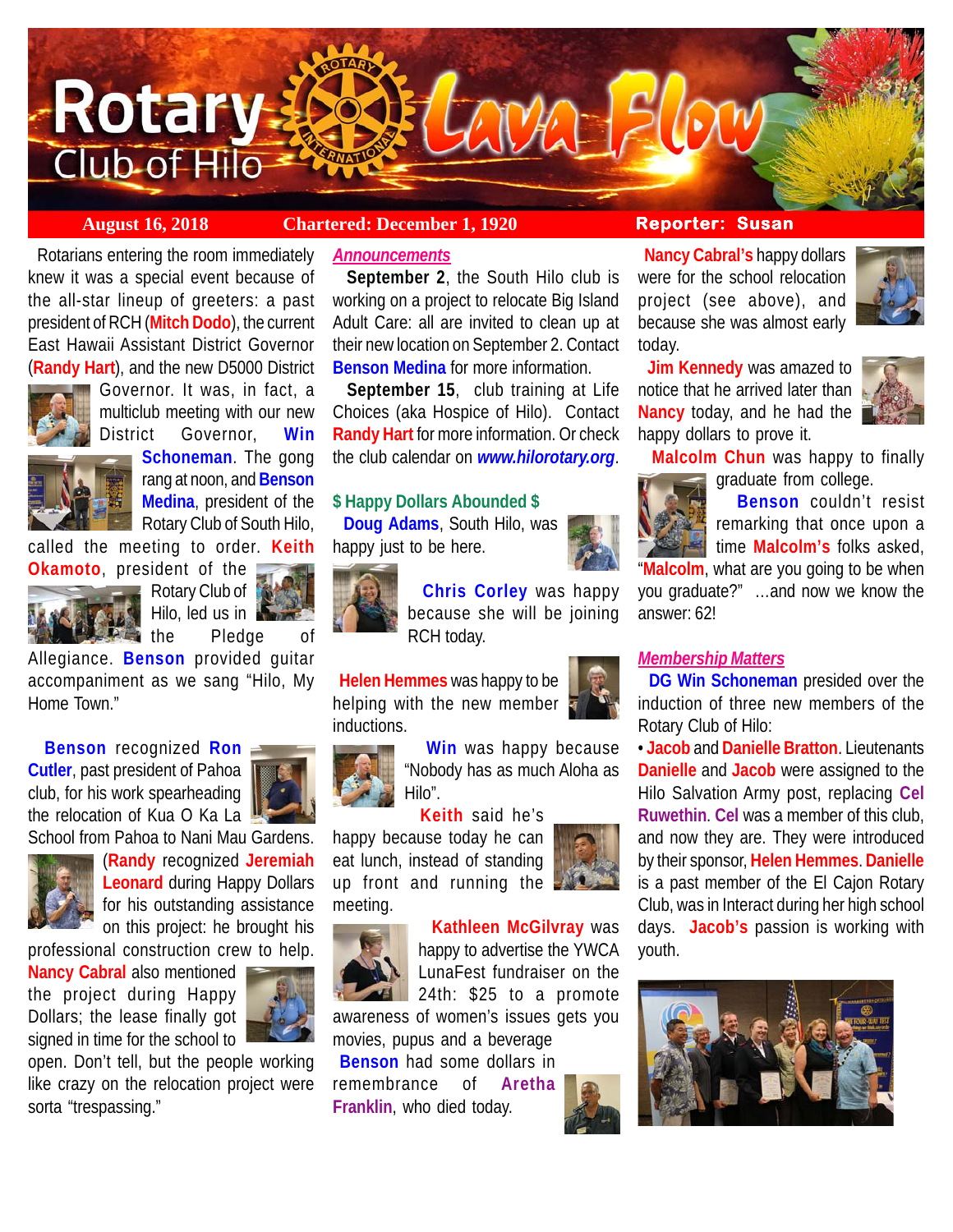# Rotary Club of Hilo Lava Flow

**August 16, 2018** | **Chartered: December 1, 1920** | **Reporter: Susan**

Rotarians entering the room immediately knew it was a special event because of the all-star lineup of greeters: a past president of RCH (**Mitch Dodo**), the current East Hawaii Assistant District Governor (**Randy Hart**), and the new D5000 District Governor. It was, in fact, a multiclub meeting with our new District Governor, **Win Schoneman**. The gong rang at noon, and **Benson Medina**, president of the Rotary Club of South Hilo, called the meeting to order. **Keith Okamoto**, president of the Rotary Club of Hilo, led us in the Pledge of Allegiance. **Benson** provided guitar accompaniment as we sang "Hilo, My Home Town."

**Benson** recognized **Ron Cutler**, past president of Pahoa club, for his work spearheading the relocation of Kua O Ka La School from Pahoa to Nani Mau Gardens. (**Randy** recognized **Jeremiah Leonard** during Happy Dollars for his outstanding assistance on this project: he brought his professional construction crew to help. **Nancy Cabral** also mentioned the project during Happy Dollars; the lease finally got signed in time for the school to open. Don't tell, but the people working like crazy on the relocation project were sorta "trespassing."

## *Announcements*

**September 2**, the South Hilo club is working on a project to relocate Big Island Adult Care: all are invited to clean up at their new location on September 2. Contact **Benson Medina** for more information.

**September 15**, club training at Life Choices (aka Hospice of Hilo). Contact **Randy Hart** for more information. Or check the club calendar on ***www.hilorotary.org***.

## $ Happy Dollars Abounded $

**Doug Adams**, South Hilo, was happy just to be here.

**Chris Corley** was happy because she will be joining RCH today.

**Helen Hemmes** was happy to be helping with the new member inductions.

**Win** was happy because "Nobody has as much Aloha as Hilo".

**Keith** said he's happy because today he can eat lunch, instead of standing up front and running the meeting.

**Kathleen McGilvray** was happy to advertise the YWCA LunaFest fundraiser on the 24th: $25 to a promote awareness of women's issues gets you movies, pupus and a beverage

**Benson** had some dollars in remembrance of **Aretha Franklin**, who died today.

**Nancy Cabral's** happy dollars were for the school relocation project (see above), and because she was almost early today.

**Jim Kennedy** was amazed to notice that he arrived later than **Nancy** today, and he had the happy dollars to prove it.

**Malcolm Chun** was happy to finally graduate from college.

**Benson** couldn't resist remarking that once upon a time **Malcolm's** folks asked, "**Malcolm**, what are you going to be when you graduate?" ...and now we know the answer: 62!

## *Membership Matters*

**DG Win Schoneman** presided over the induction of three new members of the Rotary Club of Hilo:

- **Jacob** and **Danielle Bratton**. Lieutenants **Danielle** and **Jacob** were assigned to the Hilo Salvation Army post, replacing **Cel Ruwethin**. **Cel** was a member of this club, and now they are. They were introduced by their sponsor, **Helen Hemmes**. **Danielle** is a past member of the El Cajon Rotary Club, was in Interact during her high school days. **Jacob's** passion is working with youth.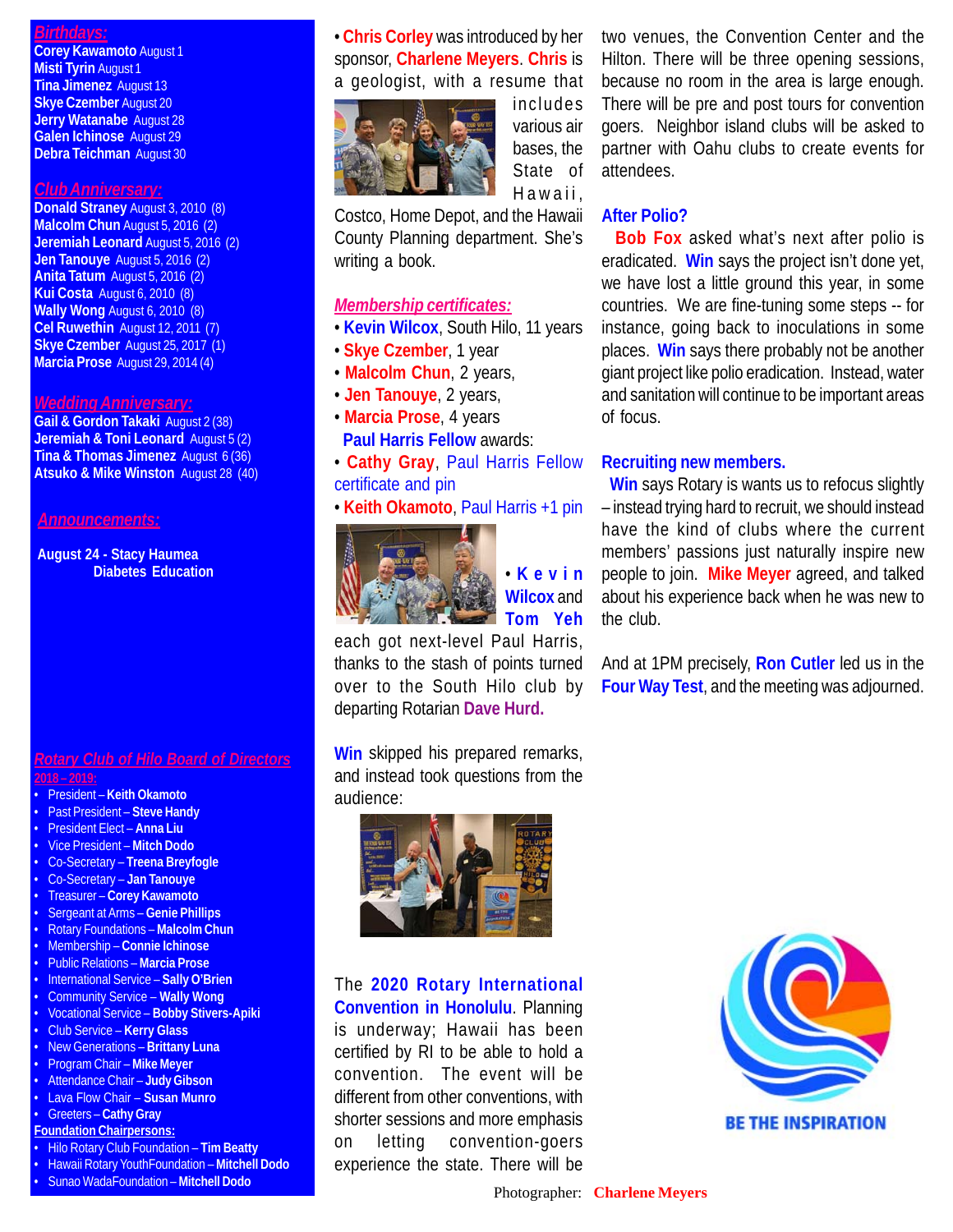## Birthdays:

**Corey Kawamoto** August 1
**Misti Tyrin** August 1
**Tina Jimenez** August 13
**Skye Czember** August 20
**Jerry Watanabe** August 28
**Galen Ichinose** August 29
**Debra Teichman** August 30

## Club Anniversary:

**Donald Straney** August 3, 2010 (8)
**Malcolm Chun** August 5, 2016 (2)
**Jeremiah Leonard** August 5, 2016 (2)
**Jen Tanouye** August 5, 2016 (2)
**Anita Tatum** August 5, 2016 (2)
**Kui Costa** August 6, 2010 (8)
**Wally Wong** August 6, 2010 (8)
**Cel Ruwethin** August 12, 2011 (7)
**Skye Czember** August 25, 2017 (1)
**Marcia Prose** August 29, 2014 (4)

## Wedding Anniversary:

**Gail & Gordon Takaki** August 2 (38)
**Jeremiah & Toni Leonard** August 5 (2)
**Tina & Thomas Jimenez** August 6 (36)
**Atsuko & Mike Winston** August 28 (40)

## Announcements:

**August 24 - Stacy Haumea**
**Diabetes Education**

## Rotary Club of Hilo Board of Directors

**2018 – 2019:**

- President – **Keith Okamoto**
- Past President – **Steve Handy**
- President Elect – **Anna Liu**
- Vice President – **Mitch Dodo**
- Co-Secretary – **Treena Breyfogle**
- Co-Secretary – **Jan Tanouye**
- Treasurer – **Corey Kawamoto**
- Sergeant at Arms – **Genie Phillips**
- Rotary Foundations – **Malcolm Chun**
- Membership – **Connie Ichinose**
- Public Relations – **Marcia Prose**
- International Service – **Sally O'Brien**
- Community Service – **Wally Wong**
- Vocational Service – **Bobby Stivers-Apiki**
- Club Service – **Kerry Glass**
- New Generations – **Brittany Luna**
- Program Chair – **Mike Meyer**
- Attendance Chair – **Judy Gibson**
- Lava Flow Chair – **Susan Munro**
- Greeters – **Cathy Gray**

**Foundation Chairpersons:**

- Hilo Rotary Club Foundation – **Tim Beatty**
- Hawaii Rotary YouthFoundation – **Mitchell Dodo**
- Sunao WadaFoundation – **Mitchell Dodo**

• **Chris Corley** was introduced by her sponsor, **Charlene Meyers**. **Chris** is a geologist, with a resume that includes various air bases, the State of Hawaii, Costco, Home Depot, and the Hawaii County Planning department. She's writing a book.

### Membership certificates:

- **Kevin Wilcox**, South Hilo, 11 years
- **Skye Czember**, 1 year
- **Malcolm Chun**, 2 years,
- **Jen Tanouye**, 2 years,
- **Marcia Prose**, 4 years

**Paul Harris Fellow** awards:

- **Cathy Gray**, Paul Harris Fellow certificate and pin
- **Keith Okamoto**, Paul Harris +1 pin

• **Kevin Wilcox** and **Tom Yeh** each got next-level Paul Harris, thanks to the stash of points turned over to the South Hilo club by departing Rotarian **Dave Hurd.**

**Win** skipped his prepared remarks, and instead took questions from the audience:

The **2020 Rotary International Convention in Honolulu**. Planning is underway; Hawaii has been certified by RI to be able to hold a convention. The event will be different from other conventions, with shorter sessions and more emphasis on letting convention-goers experience the state. There will be two venues, the Convention Center and the Hilton. There will be three opening sessions, because no room in the area is large enough. There will be pre and post tours for convention goers. Neighbor island clubs will be asked to partner with Oahu clubs to create events for attendees.

### After Polio?

**Bob Fox** asked what's next after polio is eradicated. **Win** says the project isn't done yet, we have lost a little ground this year, in some countries. We are fine-tuning some steps -- for instance, going back to inoculations in some places. **Win** says there probably not be another giant project like polio eradication. Instead, water and sanitation will continue to be important areas of focus.

### Recruiting new members.

**Win** says Rotary is wants us to refocus slightly – instead trying hard to recruit, we should instead have the kind of clubs where the current members' passions just naturally inspire new people to join. **Mike Meyer** agreed, and talked about his experience back when he was new to the club.

And at 1PM precisely, **Ron Cutler** led us in the **Four Way Test**, and the meeting was adjourned.

BE THE INSPIRATION

Photographer: **Charlene Meyers**